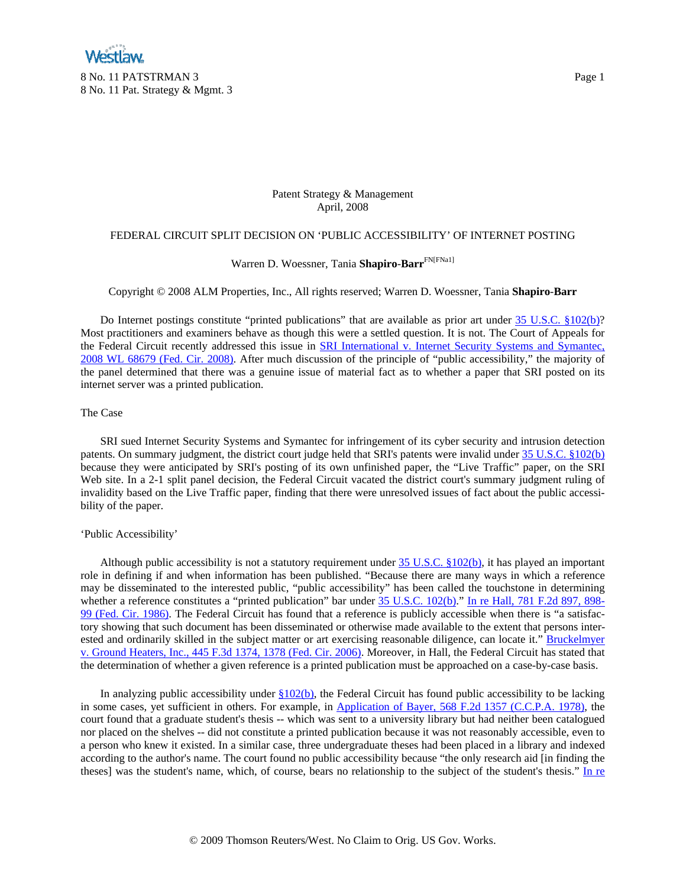Patent Strategy & Management
April, 2008

# FEDERAL CIRCUIT SPLIT DECISION ON 'PUBLIC ACCESSIBILITY' OF INTERNET POSTING

Warren D. Woessner, Tania **Shapiro-Barr**[FN[FNa1]]

Copyright © 2008 ALM Properties, Inc., All rights reserved; Warren D. Woessner, Tania **Shapiro-Barr**

Do Internet postings constitute "printed publications" that are available as prior art under 35 U.S.C. §102(b)? Most practitioners and examiners behave as though this were a settled question. It is not. The Court of Appeals for the Federal Circuit recently addressed this issue in SRI International v. Internet Security Systems and Symantec, 2008 WL 68679 (Fed. Cir. 2008). After much discussion of the principle of "public accessibility," the majority of the panel determined that there was a genuine issue of material fact as to whether a paper that SRI posted on its internet server was a printed publication.

## The Case

SRI sued Internet Security Systems and Symantec for infringement of its cyber security and intrusion detection patents. On summary judgment, the district court judge held that SRI's patents were invalid under 35 U.S.C. §102(b) because they were anticipated by SRI's posting of its own unfinished paper, the "Live Traffic" paper, on the SRI Web site. In a 2-1 split panel decision, the Federal Circuit vacated the district court's summary judgment ruling of invalidity based on the Live Traffic paper, finding that there were unresolved issues of fact about the public accessibility of the paper.

## 'Public Accessibility'

Although public accessibility is not a statutory requirement under 35 U.S.C. §102(b), it has played an important role in defining if and when information has been published. "Because there are many ways in which a reference may be disseminated to the interested public, "public accessibility" has been called the touchstone in determining whether a reference constitutes a "printed publication" bar under 35 U.S.C. 102(b)." In re Hall, 781 F.2d 897, 898-99 (Fed. Cir. 1986). The Federal Circuit has found that a reference is publicly accessible when there is "a satisfactory showing that such document has been disseminated or otherwise made available to the extent that persons interested and ordinarily skilled in the subject matter or art exercising reasonable diligence, can locate it." Bruckelmyer v. Ground Heaters, Inc., 445 F.3d 1374, 1378 (Fed. Cir. 2006). Moreover, in Hall, the Federal Circuit has stated that the determination of whether a given reference is a printed publication must be approached on a case-by-case basis.

In analyzing public accessibility under §102(b), the Federal Circuit has found public accessibility to be lacking in some cases, yet sufficient in others. For example, in Application of Bayer, 568 F.2d 1357 (C.C.P.A. 1978), the court found that a graduate student's thesis -- which was sent to a university library but had neither been catalogued nor placed on the shelves -- did not constitute a printed publication because it was not reasonably accessible, even to a person who knew it existed. In a similar case, three undergraduate theses had been placed in a library and indexed according to the author's name. The court found no public accessibility because "the only research aid [in finding the theses] was the student's name, which, of course, bears no relationship to the subject of the student's thesis." In re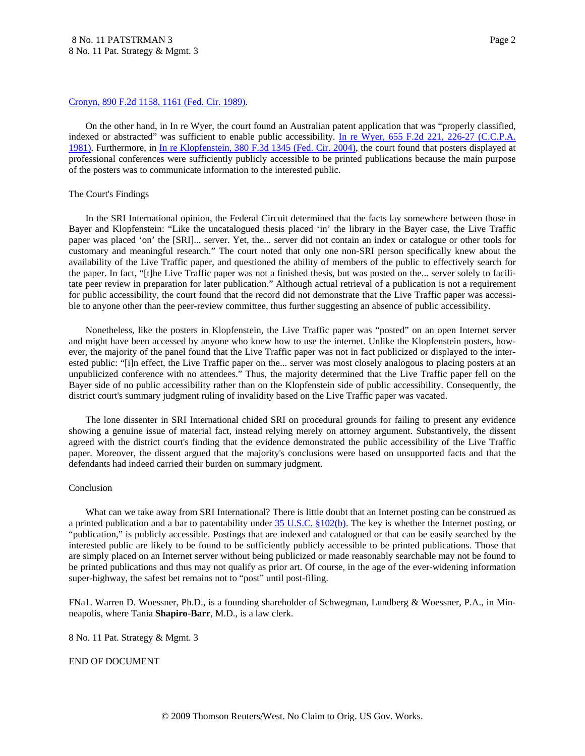Cronyn, 890 F.2d 1158, 1161 (Fed. Cir. 1989).

On the other hand, in In re Wyer, the court found an Australian patent application that was "properly classified, indexed or abstracted" was sufficient to enable public accessibility. In re Wyer, 655 F.2d 221, 226-27 (C.C.P.A. 1981). Furthermore, in In re Klopfenstein, 380 F.3d 1345 (Fed. Cir. 2004), the court found that posters displayed at professional conferences were sufficiently publicly accessible to be printed publications because the main purpose of the posters was to communicate information to the interested public.

The Court's Findings

In the SRI International opinion, the Federal Circuit determined that the facts lay somewhere between those in Bayer and Klopfenstein: "Like the uncatalogued thesis placed 'in' the library in the Bayer case, the Live Traffic paper was placed 'on' the [SRI]... server. Yet, the... server did not contain an index or catalogue or other tools for customary and meaningful research." The court noted that only one non-SRI person specifically knew about the availability of the Live Traffic paper, and questioned the ability of members of the public to effectively search for the paper. In fact, "[t]he Live Traffic paper was not a finished thesis, but was posted on the... server solely to facilitate peer review in preparation for later publication." Although actual retrieval of a publication is not a requirement for public accessibility, the court found that the record did not demonstrate that the Live Traffic paper was accessible to anyone other than the peer-review committee, thus further suggesting an absence of public accessibility.

Nonetheless, like the posters in Klopfenstein, the Live Traffic paper was "posted" on an open Internet server and might have been accessed by anyone who knew how to use the internet. Unlike the Klopfenstein posters, however, the majority of the panel found that the Live Traffic paper was not in fact publicized or displayed to the interested public: "[i]n effect, the Live Traffic paper on the... server was most closely analogous to placing posters at an unpublicized conference with no attendees." Thus, the majority determined that the Live Traffic paper fell on the Bayer side of no public accessibility rather than on the Klopfenstein side of public accessibility. Consequently, the district court's summary judgment ruling of invalidity based on the Live Traffic paper was vacated.

The lone dissenter in SRI International chided SRI on procedural grounds for failing to present any evidence showing a genuine issue of material fact, instead relying merely on attorney argument. Substantively, the dissent agreed with the district court's finding that the evidence demonstrated the public accessibility of the Live Traffic paper. Moreover, the dissent argued that the majority's conclusions were based on unsupported facts and that the defendants had indeed carried their burden on summary judgment.

Conclusion

What can we take away from SRI International? There is little doubt that an Internet posting can be construed as a printed publication and a bar to patentability under 35 U.S.C. §102(b). The key is whether the Internet posting, or "publication," is publicly accessible. Postings that are indexed and catalogued or that can be easily searched by the interested public are likely to be found to be sufficiently publicly accessible to be printed publications. Those that are simply placed on an Internet server without being publicized or made reasonably searchable may not be found to be printed publications and thus may not qualify as prior art. Of course, in the age of the ever-widening information super-highway, the safest bet remains not to "post" until post-filing.

FNa1. Warren D. Woessner, Ph.D., is a founding shareholder of Schwegman, Lundberg & Woessner, P.A., in Minneapolis, where Tania **Shapiro**-**Barr**, M.D., is a law clerk.

8 No. 11 Pat. Strategy & Mgmt. 3

END OF DOCUMENT